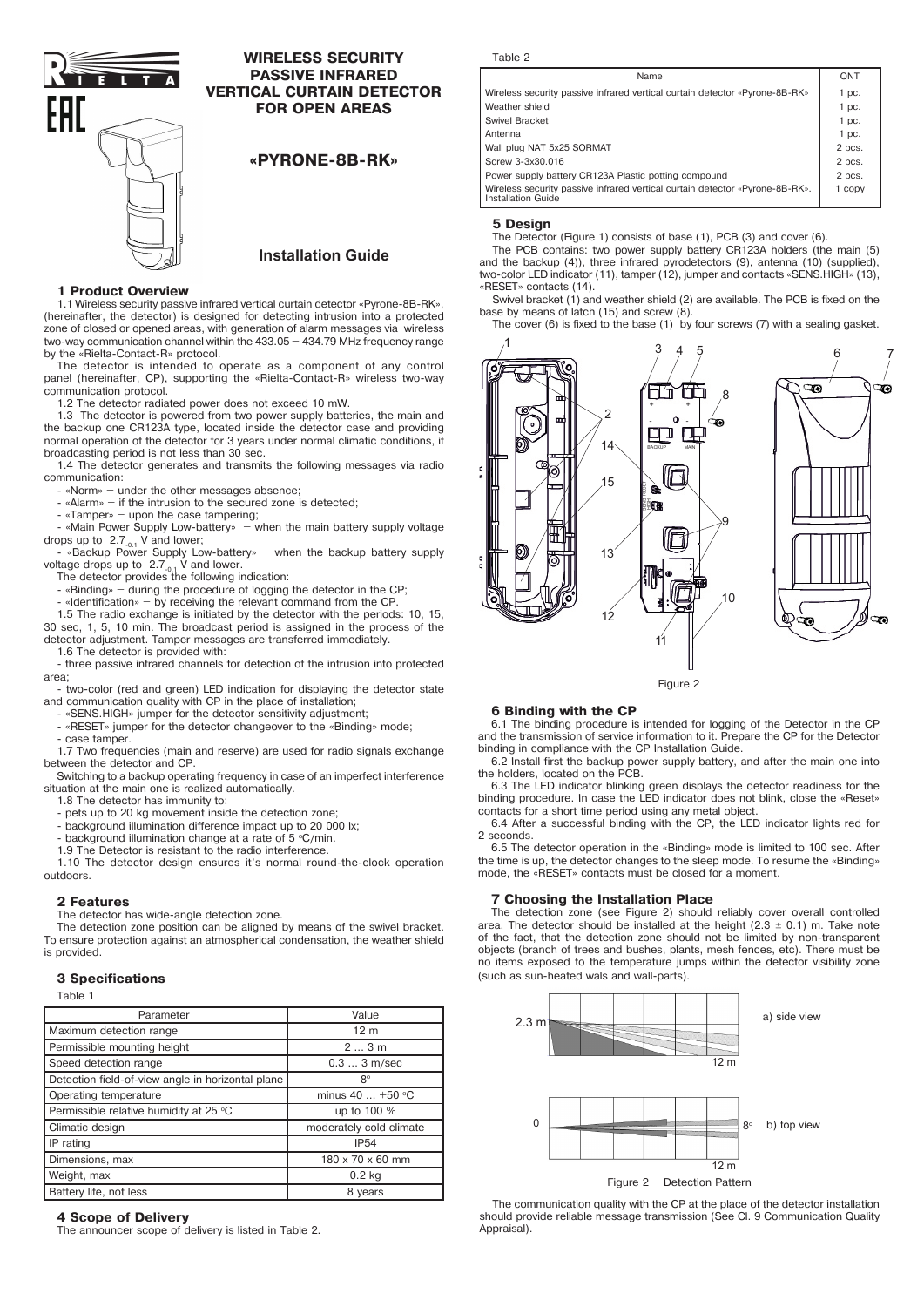# WIRELESS SECURITY PASSIVE INFRARED VERTICAL CURTAIN DETECTOR FOR OPEN AREAS

## «PYRONE-8B-RK»

## Installation Guide

### 1 Product Overview

1.1 Wireless security passive infrared vertical curtain detector «Pyrone-8B-RK», (hereinafter, the detector) is designed for detecting intrusion into a protected zone of closed or opened areas, with generation of alarm messages via wireless two-way communication channel within the 433.05 – 434.79 MHz frequency range by the «Rielta-Contact-R» protocol.

The detector is intended to operate as a component of any control panel (hereinafter, CP), supporting the «Rielta-Contact-R» wireless two-way communication protocol.

1.2 The detector radiated power does not exceed 10 mW.

1.3 The detector is powered from two power supply batteries, the main and the backup one CR123A type, located inside the detector case and providing normal operation of the detector for 3 years under normal climatic conditions, if broadcasting period is not less than 30 sec.

1.4 The detector generates and transmits the following messages via radio communication:

- «Norm» – under the other messages absence;
- «Alarm» – if the intrusion to the secured zone is detected;
- «Tamper» – upon the case tampering;
- «Main Power Supply Low-battery» – when the main battery supply voltage drops up to $2.7_{-0.1}$ V and lower;
- «Backup Power Supply Low-battery» – when the backup battery supply voltage drops up to $2.7_{-0.1}$ V and lower.

The detector provides the following indication:

- «Binding» – during the procedure of logging the detector in the CP;
- «Identification» – by receiving the relevant command from the CP.

1.5 The radio exchange is initiated by the detector with the periods: 10, 15, 30 sec, 1, 5, 10 min. The broadcast period is assigned in the process of the detector adjustment. Tamper messages are transferred immediately.

1.6 The detector is provided with:

- three passive infrared channels for detection of the intrusion into protected area;
- two-color (red and green) LED indication for displaying the detector state and communication quality with CP in the place of installation;
- «SENS.HIGH» jumper for the detector sensitivity adjustment;
- «RESET» jumper for the detector changeover to the «Binding» mode;
- case tamper.

1.7 Two frequencies (main and reserve) are used for radio signals exchange between the detector and CP.

Switching to a backup operating frequency in case of an imperfect interference situation at the main one is realized automatically.

1.8 The detector has immunity to:

- pets up to 20 kg movement inside the detection zone;
- background illumination difference impact up to 20 000 lx;
- background illumination change at a rate of 5 °C/min.

1.9 The Detector is resistant to the radio interference.

1.10 The detector design ensures it's normal round-the-clock operation outdoors.

### 2 Features

The detector has wide-angle detection zone.

The detection zone position can be aligned by means of the swivel bracket. To ensure protection against an atmospherical condensation, the weather shield is provided.

### 3 Specifications

Table 1

| Parameter | Value |
|---|---|
| Maximum detection range | 12 m |
| Permissible mounting height | 2 … 3 m |
| Speed detection range | 0.3 … 3 m/sec |
| Detection field-of-view angle in horizontal plane | 8° |
| Operating temperature | minus 40 … +50 °C |
| Permissible relative humidity at 25 °C | up to 100 % |
| Climatic design | moderately cold climate |
| IP rating | IP54 |
| Dimensions, max | 180 x 70 x 60 mm |
| Weight, max | 0.2 kg |
| Battery life, not less | 8 years |

### 4 Scope of Delivery

The announcer scope of delivery is listed in Table 2.

Table 2

| Name | QNT |
|---|---|
| Wireless security passive infrared vertical curtain detector «Pyrone-8B-RK» | 1 pc. |
| Weather shield | 1 pc. |
| Swivel Bracket | 1 pc. |
| Antenna | 1 pc. |
| Wall plug NAT 5x25 SORMAT | 2 pcs. |
| Screw 3-3x30.016 | 2 pcs. |
| Power supply battery CR123A Plastic potting compound | 2 pcs. |
| Wireless security passive infrared vertical curtain detector «Pyrone-8B-RK». Installation Guide | 1 copy |

### 5 Design

The Detector (Figure 1) consists of base (1), PCB (3) and cover (6).

The PCB contains: two power supply battery CR123A holders (the main (5) and the backup (4)), three infrared pyrodetectors (9), antenna (10) (supplied), two-color LED indicator (11), tamper (12), jumper and contacts «SENS.HIGH» (13), «RESET» contacts (14).

Swivel bracket (1) and weather shield (2) are available. The PCB is fixed on the base by means of latch (15) and screw (8).

The cover (6) is fixed to the base (1) by four screws (7) with a sealing gasket.

Figure 2

### 6 Binding with the CP

6.1 The binding procedure is intended for logging of the Detector in the CP and the transmission of service information to it. Prepare the CP for the Detector binding in compliance with the CP Installation Guide.

6.2 Install first the backup power supply battery, and after the main one into the holders, located on the PCB.

6.3 The LED indicator blinking green displays the detector readiness for the binding procedure. In case the LED indicator does not blink, close the «Reset» contacts for a short time period using any metal object.

6.4 After a successful binding with the CP, the LED indicator lights red for 2 seconds.

6.5 The detector operation in the «Binding» mode is limited to 100 sec. After the time is up, the detector changes to the sleep mode. To resume the «Binding» mode, the «RESET» contacts must be closed for a moment.

### 7 Choosing the Installation Place

The detection zone (see Figure 2) should reliably cover overall controlled area. The detector should be installed at the height (2.3 ± 0.1) m. Take note of the fact, that the detection zone should not be limited by non-transparent objects (branch of trees and bushes, plants, mesh fences, etc). There must be no items exposed to the temperature jumps within the detector visibility zone (such as sun-heated wals and wall-parts).

Figure 2 – Detection Pattern

The communication quality with the CP at the place of the detector installation should provide reliable message transmission (See Cl. 9 Communication Quality Appraisal).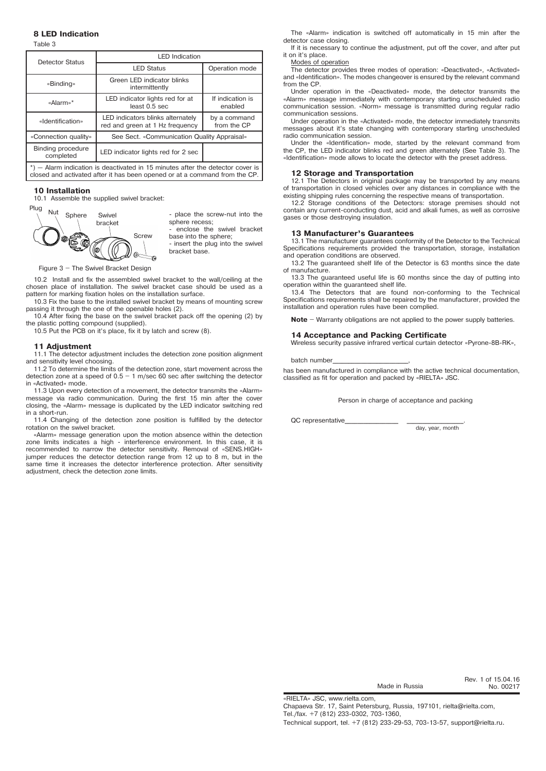## 8 LED Indication

Table 3

| Detector Status | LED Indication | |
|---|---|---|
| | LED Status | Operation mode |
| «Binding» | Green LED indicator blinks intermittently | |
| «Alarm»* | LED indicator lights red for at least 0.5 sec | If indication is enabled |
| «Identification» | LED indicators blinks alternately red and green at 1 Hz frequency | by a command from the CP |
| «Connection quality» | See Sect. «Communication Quality Appraisal» | |
| Binding procedure completed | LED indicator lights red for 2 sec | |

*) – Alarm indication is deactivated in 15 minutes after the detector cover is closed and activated after it has been opened or at a command from the CP.

## 10 Installation

10.1 Assemble the supplied swivel bracket:

Plug
Nut
Sphere
Swivel bracket
Screw

- place the screw-nut into the sphere recess;
- enclose the swivel bracket base into the sphere;
- insert the plug into the swivel bracket base.

Figure 3 – The Swivel Bracket Design

10.2 Install and fix the assembled swivel bracket to the wall/ceiling at the chosen place of installation. The swivel bracket case should be used as a pattern for marking fixation holes on the installation surface.

10.3 Fix the base to the installed swivel bracket by means of mounting screw passing it through the one of the openable holes (2).

10.4 After fixing the base on the swivel bracket pack off the opening (2) by the plastic potting compound (supplied).

10.5 Put the PCB on it's place, fix it by latch and screw (8).

## 11 Adjustment

11.1 The detector adjustment includes the detection zone position alignment and sensitivity level choosing.

11.2 To determine the limits of the detection zone, start movement across the detection zone at a speed of 0.5 – 1 m/sec 60 sec after switching the detector in «Activated» mode.

11.3 Upon every detection of a movement, the detector transmits the «Alarm» message via radio communication. During the first 15 min after the cover closing, the «Alarm» message is duplicated by the LED indicator switching red in a short-run.

11.4 Changing of the detection zone position is fulfilled by the detector rotation on the swivel bracket.

«Alarm» message generation upon the motion absence within the detection zone limits indicates a high - interference environment. In this case, it is recommended to narrow the detector sensitivity. Removal of «SENS.HIGH» jumper reduces the detector detection range from 12 up to 8 m, but in the same time it increases the detector interference protection. After sensitivity adjustment, check the detection zone limits.

The «Alarm» indication is switched off automatically in 15 min after the detector case closing.

If it is necessary to continue the adjustment, put off the cover, and after put it on it's place.

Modes of operation

The detector provides three modes of operation: «Deactivated», «Activated» and «Identification». The modes changeover is ensured by the relevant command from the CP.

Under operation in the «Deactivated» mode, the detector transmits the «Alarm» message immediately with contemporary starting unscheduled radio communication session. «Norm» message is transmitted during regular radio communication sessions.

Under operation in the «Activated» mode, the detector immediately transmits messages about it's state changing with contemporary starting unscheduled radio communication session.

Under the «Identification» mode, started by the relevant command from the CP, the LED indicator blinks red and green alternately (See Table 3). The «Identification» mode allows to locate the detector with the preset address.

## 12 Storage and Transportation

12.1 The Detectors in original package may be transported by any means of transportation in closed vehicles over any distances in compliance with the existing shipping rules concerning the respective means of transportation.

12.2 Storage conditions of the Detectors: storage premises should not contain any current-conducting dust, acid and alkali fumes, as well as corrosive gases or those destroying insulation.

## 13 Manufacturer's Guarantees

13.1 The manufacturer guarantees conformity of the Detector to the Technical Specifications requirements provided the transportation, storage, installation and operation conditions are observed.

13.2 The guaranteed shelf life of the Detector is 63 months since the date of manufacture.

13.3 The guaranteed useful life is 60 months since the day of putting into operation within the guaranteed shelf life.

13.4 The Detectors that are found non-conforming to the Technical Specifications requirements shall be repaired by the manufacturer, provided the installation and operation rules have been complied.

**Note** – Warranty obligations are not applied to the power supply batteries.

## 14 Acceptance and Packing Certificate

Wireless security passive infrared vertical curtain detector «Pyrone-8B-RK»,

batch number____________________,

has been manufactured in compliance with the active technical documentation, classified as fit for operation and packed by «RIELTA» JSC.

Person in charge of acceptance and packing

QC representative______________ ______________.
day, year, month

Made in Russia

Rev. 1 of 15.04.16
No. 00217

«RIELTA» JSC, www.rielta.com,
Chapaeva Str. 17, Saint Petersburg, Russia, 197101, rielta@rielta.com,
Tel./fax. +7 (812) 233-0302, 703-1360,
Technical support, tel. +7 (812) 233-29-53, 703-13-57, support@rielta.ru.